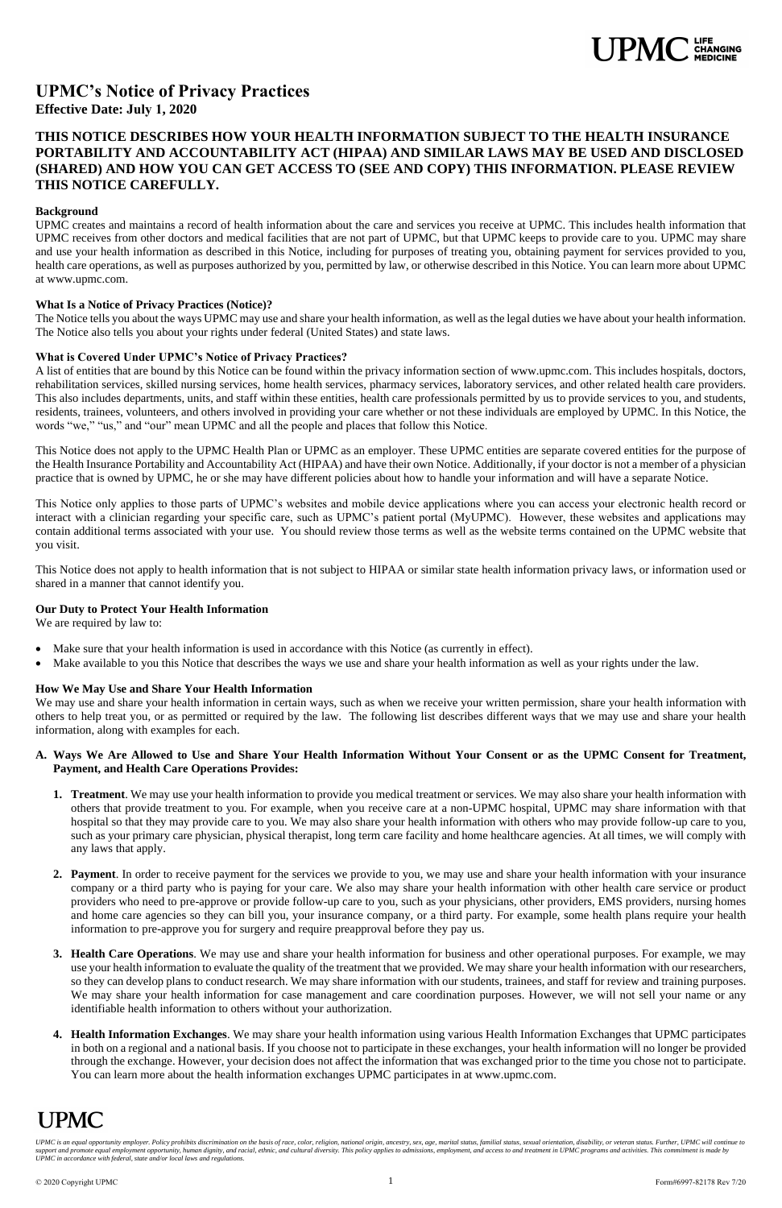# UPMC's Notice of Privacy Practices

**Effective Date: July 1, 2020**

## THIS NOTICE DESCRIBES HOW YOUR HEALTH INFORMATION SUBJECT TO THE HEALTH INSURANCE PORTABILITY AND ACCOUNTABILITY ACT (HIPAA) AND SIMILAR LAWS MAY BE USED AND DISCLOSED (SHARED) AND HOW YOU CAN GET ACCESS TO (SEE AND COPY) THIS INFORMATION. PLEASE REVIEW THIS NOTICE CAREFULLY.

### Background

UPMC creates and maintains a record of health information about the care and services you receive at UPMC. This includes health information that UPMC receives from other doctors and medical facilities that are not part of UPMC, but that UPMC keeps to provide care to you. UPMC may share and use your health information as described in this Notice, including for purposes of treating you, obtaining payment for services provided to you, health care operations, as well as purposes authorized by you, permitted by law, or otherwise described in this Notice. You can learn more about UPMC at www.upmc.com.

### What Is a Notice of Privacy Practices (Notice)?

The Notice tells you about the ways UPMC may use and share your health information, as well as the legal duties we have about your health information. The Notice also tells you about your rights under federal (United States) and state laws.

### What is Covered Under UPMC's Notice of Privacy Practices?

A list of entities that are bound by this Notice can be found within the privacy information section of www.upmc.com. This includes hospitals, doctors, rehabilitation services, skilled nursing services, home health services, pharmacy services, laboratory services, and other related health care providers. This also includes departments, units, and staff within these entities, health care professionals permitted by us to provide services to you, and students, residents, trainees, volunteers, and others involved in providing your care whether or not these individuals are employed by UPMC. In this Notice, the words "we," "us," and "our" mean UPMC and all the people and places that follow this Notice.

This Notice does not apply to the UPMC Health Plan or UPMC as an employer. These UPMC entities are separate covered entities for the purpose of the Health Insurance Portability and Accountability Act (HIPAA) and have their own Notice. Additionally, if your doctor is not a member of a physician practice that is owned by UPMC, he or she may have different policies about how to handle your information and will have a separate Notice.

This Notice only applies to those parts of UPMC's websites and mobile device applications where you can access your electronic health record or interact with a clinician regarding your specific care, such as UPMC's patient portal (MyUPMC). However, these websites and applications may contain additional terms associated with your use. You should review those terms as well as the website terms contained on the UPMC website that you visit.

This Notice does not apply to health information that is not subject to HIPAA or similar state health information privacy laws, or information used or shared in a manner that cannot identify you.

### Our Duty to Protect Your Health Information

We are required by law to:

- Make sure that your health information is used in accordance with this Notice (as currently in effect).
- Make available to you this Notice that describes the ways we use and share your health information as well as your rights under the law.

### How We May Use and Share Your Health Information

We may use and share your health information in certain ways, such as when we receive your written permission, share your health information with others to help treat you, or as permitted or required by the law. The following list describes different ways that we may use and share your health information, along with examples for each.

**A. Ways We Are Allowed to Use and Share Your Health Information Without Your Consent or as the UPMC Consent for Treatment, Payment, and Health Care Operations Provides:**

1. **Treatment**. We may use your health information to provide you medical treatment or services. We may also share your health information with others that provide treatment to you. For example, when you receive care at a non-UPMC hospital, UPMC may share information with that hospital so that they may provide care to you. We may also share your health information with others who may provide follow-up care to you, such as your primary care physician, physical therapist, long term care facility and home healthcare agencies. At all times, we will comply with any laws that apply.

2. **Payment**. In order to receive payment for the services we provide to you, we may use and share your health information with your insurance company or a third party who is paying for your care. We also may share your health information with other health care service or product providers who need to pre-approve or provide follow-up care to you, such as your physicians, other providers, EMS providers, nursing homes and home care agencies so they can bill you, your insurance company, or a third party. For example, some health plans require your health information to pre-approve you for surgery and require preapproval before they pay us.

3. **Health Care Operations**. We may use and share your health information for business and other operational purposes. For example, we may use your health information to evaluate the quality of the treatment that we provided. We may share your health information with our researchers, so they can develop plans to conduct research. We may share information with our students, trainees, and staff for review and training purposes. We may share your health information for case management and care coordination purposes. However, we will not sell your name or any identifiable health information to others without your authorization.

4. **Health Information Exchanges**. We may share your health information using various Health Information Exchanges that UPMC participates in both on a regional and a national basis. If you choose not to participate in these exchanges, your health information will no longer be provided through the exchange. However, your decision does not affect the information that was exchanged prior to the time you chose not to participate. You can learn more about the health information exchanges UPMC participates in at www.upmc.com.

*UPMC is an equal opportunity employer. Policy prohibits discrimination on the basis of race, color, religion, national origin, ancestry, sex, age, marital status, familial status, sexual orientation, disability, or veteran status. Further, UPMC will continue to support and promote equal employment opportunity, human dignity, and racial, ethnic, and cultural diversity. This policy applies to admissions, employment, and access to and treatment in UPMC programs and activities. This commitment is made by UPMC in accordance with federal, state and/or local laws and regulations.*

© 2020 Copyright UPMC Form#6997-82178 Rev 7/20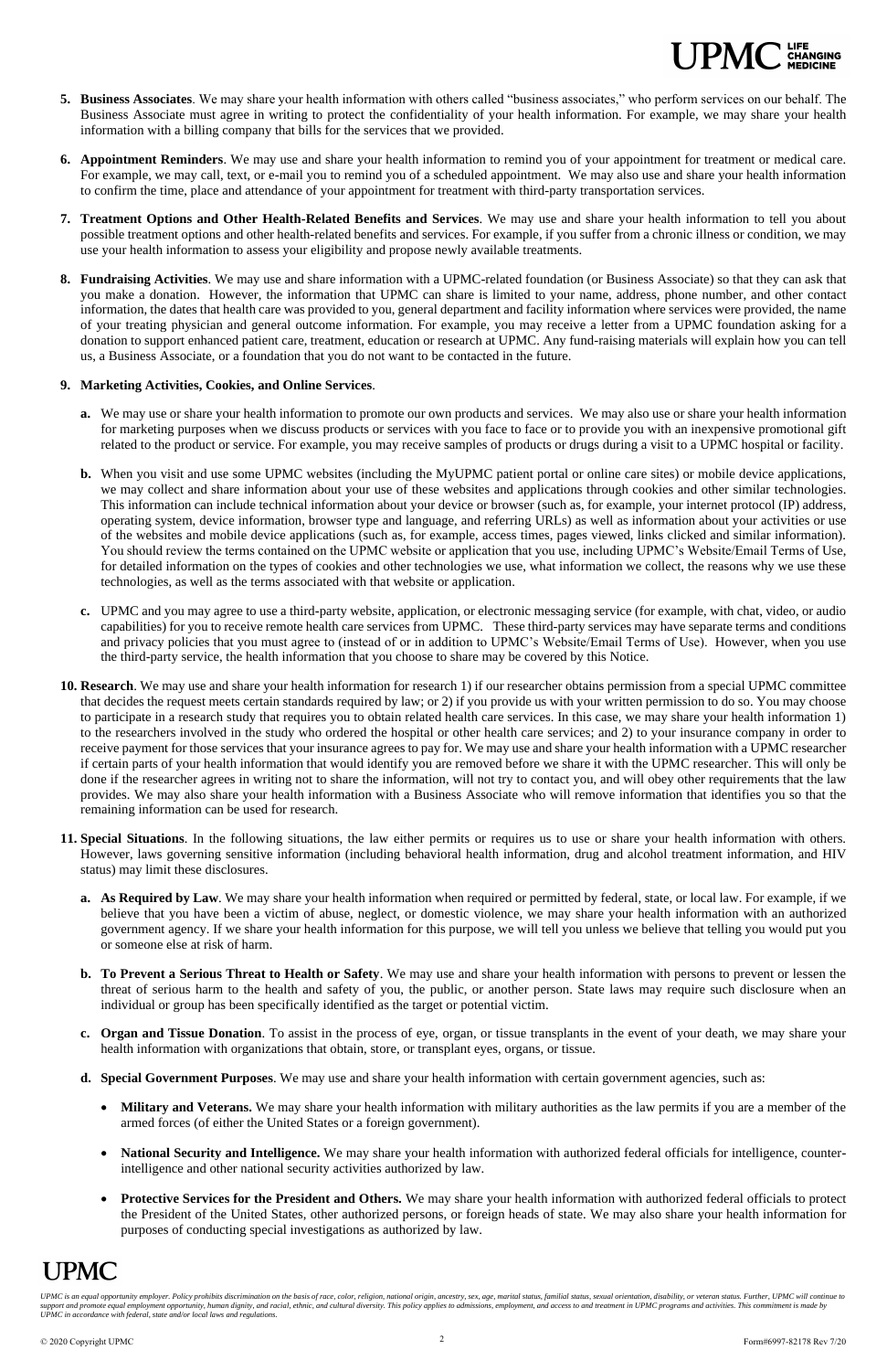5. **Business Associates**. We may share your health information with others called "business associates," who perform services on our behalf. The Business Associate must agree in writing to protect the confidentiality of your health information. For example, we may share your health information with a billing company that bills for the services that we provided.

6. **Appointment Reminders**. We may use and share your health information to remind you of your appointment for treatment or medical care. For example, we may call, text, or e-mail you to remind you of a scheduled appointment. We may also use and share your health information to confirm the time, place and attendance of your appointment for treatment with third-party transportation services.

7. **Treatment Options and Other Health-Related Benefits and Services**. We may use and share your health information to tell you about possible treatment options and other health-related benefits and services. For example, if you suffer from a chronic illness or condition, we may use your health information to assess your eligibility and propose newly available treatments.

8. **Fundraising Activities**. We may use and share information with a UPMC-related foundation (or Business Associate) so that they can ask that you make a donation. However, the information that UPMC can share is limited to your name, address, phone number, and other contact information, the dates that health care was provided to you, general department and facility information where services were provided, the name of your treating physician and general outcome information. For example, you may receive a letter from a UPMC foundation asking for a donation to support enhanced patient care, treatment, education or research at UPMC. Any fund-raising materials will explain how you can tell us, a Business Associate, or a foundation that you do not want to be contacted in the future.

9. **Marketing Activities, Cookies, and Online Services**.

   a. We may use or share your health information to promote our own products and services. We may also use or share your health information for marketing purposes when we discuss products or services with you face to face or to provide you with an inexpensive promotional gift related to the product or service. For example, you may receive samples of products or drugs during a visit to a UPMC hospital or facility.

   b. When you visit and use some UPMC websites (including the MyUPMC patient portal or online care sites) or mobile device applications, we may collect and share information about your use of these websites and applications through cookies and other similar technologies. This information can include technical information about your device or browser (such as, for example, your internet protocol (IP) address, operating system, device information, browser type and language, and referring URLs) as well as information about your activities or use of the websites and mobile device applications (such as, for example, access times, pages viewed, links clicked and similar information). You should review the terms contained on the UPMC website or application that you use, including UPMC's Website/Email Terms of Use, for detailed information on the types of cookies and other technologies we use, what information we collect, the reasons why we use these technologies, as well as the terms associated with that website or application.

   c. UPMC and you may agree to use a third-party website, application, or electronic messaging service (for example, with chat, video, or audio capabilities) for you to receive remote health care services from UPMC. These third-party services may have separate terms and conditions and privacy policies that you must agree to (instead of or in addition to UPMC's Website/Email Terms of Use). However, when you use the third-party service, the health information that you choose to share may be covered by this Notice.

10. **Research**. We may use and share your health information for research 1) if our researcher obtains permission from a special UPMC committee that decides the request meets certain standards required by law; or 2) if you provide us with your written permission to do so. You may choose to participate in a research study that requires you to obtain related health care services. In this case, we may share your health information 1) to the researchers involved in the study who ordered the hospital or other health care services; and 2) to your insurance company in order to receive payment for those services that your insurance agrees to pay for. We may use and share your health information with a UPMC researcher if certain parts of your health information that would identify you are removed before we share it with the UPMC researcher. This will only be done if the researcher agrees in writing not to share the information, will not try to contact you, and will obey other requirements that the law provides. We may also share your health information with a Business Associate who will remove information that identifies you so that the remaining information can be used for research.

11. **Special Situations**. In the following situations, the law either permits or requires us to use or share your health information with others. However, laws governing sensitive information (including behavioral health information, drug and alcohol treatment information, and HIV status) may limit these disclosures.

   a. **As Required by Law**. We may share your health information when required or permitted by federal, state, or local law. For example, if we believe that you have been a victim of abuse, neglect, or domestic violence, we may share your health information with an authorized government agency. If we share your health information for this purpose, we will tell you unless we believe that telling you would put you or someone else at risk of harm.

   b. **To Prevent a Serious Threat to Health or Safety**. We may use and share your health information with persons to prevent or lessen the threat of serious harm to the health and safety of you, the public, or another person. State laws may require such disclosure when an individual or group has been specifically identified as the target or potential victim.

   c. **Organ and Tissue Donation**. To assist in the process of eye, organ, or tissue transplants in the event of your death, we may share your health information with organizations that obtain, store, or transplant eyes, organs, or tissue.

   d. **Special Government Purposes**. We may use and share your health information with certain government agencies, such as:

      - **Military and Veterans.** We may share your health information with military authorities as the law permits if you are a member of the armed forces (of either the United States or a foreign government).

      - **National Security and Intelligence.** We may share your health information with authorized federal officials for intelligence, counter-intelligence and other national security activities authorized by law.

      - **Protective Services for the President and Others.** We may share your health information with authorized federal officials to protect the President of the United States, other authorized persons, or foreign heads of state. We may also share your health information for purposes of conducting special investigations as authorized by law.

*UPMC is an equal opportunity employer. Policy prohibits discrimination on the basis of race, color, religion, national origin, ancestry, sex, age, marital status, familial status, sexual orientation, disability, or veteran status. Further, UPMC will continue to support and promote equal employment opportunity, human dignity, and racial, ethnic, and cultural diversity. This policy applies to admissions, employment, and access to and treatment in UPMC programs and activities. This commitment is made by UPMC in accordance with federal, state and/or local laws and regulations.*

© 2020 Copyright UPMC — Form#6997-82178 Rev 7/20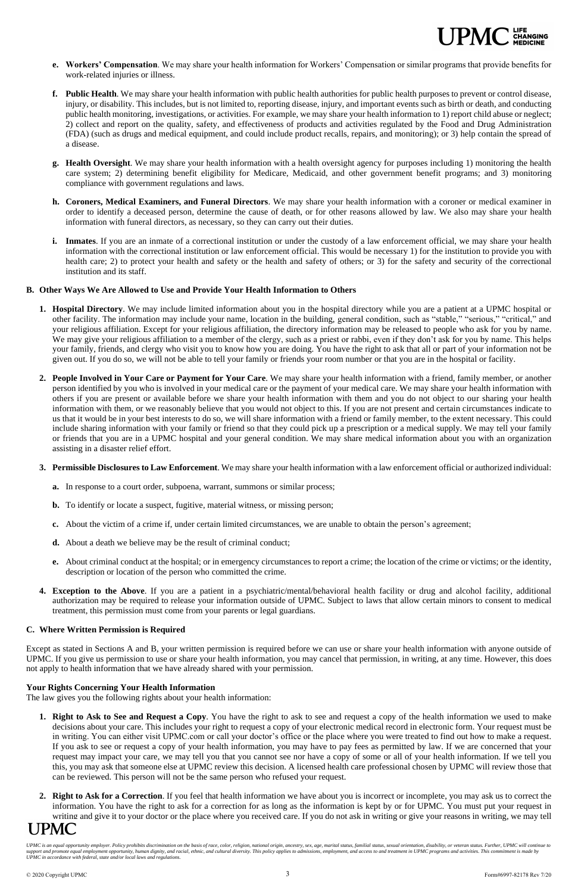e. **Workers' Compensation**. We may share your health information for Workers' Compensation or similar programs that provide benefits for work-related injuries or illness.

f. **Public Health**. We may share your health information with public health authorities for public health purposes to prevent or control disease, injury, or disability. This includes, but is not limited to, reporting disease, injury, and important events such as birth or death, and conducting public health monitoring, investigations, or activities. For example, we may share your health information to 1) report child abuse or neglect; 2) collect and report on the quality, safety, and effectiveness of products and activities regulated by the Food and Drug Administration (FDA) (such as drugs and medical equipment, and could include product recalls, repairs, and monitoring); or 3) help contain the spread of a disease.

g. **Health Oversight**. We may share your health information with a health oversight agency for purposes including 1) monitoring the health care system; 2) determining benefit eligibility for Medicare, Medicaid, and other government benefit programs; and 3) monitoring compliance with government regulations and laws.

h. **Coroners, Medical Examiners, and Funeral Directors**. We may share your health information with a coroner or medical examiner in order to identify a deceased person, determine the cause of death, or for other reasons allowed by law. We also may share your health information with funeral directors, as necessary, so they can carry out their duties.

i. **Inmates**. If you are an inmate of a correctional institution or under the custody of a law enforcement official, we may share your health information with the correctional institution or law enforcement official. This would be necessary 1) for the institution to provide you with health care; 2) to protect your health and safety or the health and safety of others; or 3) for the safety and security of the correctional institution and its staff.

**B. Other Ways We Are Allowed to Use and Provide Your Health Information to Others**

1. **Hospital Directory**. We may include limited information about you in the hospital directory while you are a patient at a UPMC hospital or other facility. The information may include your name, location in the building, general condition, such as "stable," "serious," "critical," and your religious affiliation. Except for your religious affiliation, the directory information may be released to people who ask for you by name. We may give your religious affiliation to a member of the clergy, such as a priest or rabbi, even if they don't ask for you by name. This helps your family, friends, and clergy who visit you to know how you are doing. You have the right to ask that all or part of your information not be given out. If you do so, we will not be able to tell your family or friends your room number or that you are in the hospital or facility.

2. **People Involved in Your Care or Payment for Your Care**. We may share your health information with a friend, family member, or another person identified by you who is involved in your medical care or the payment of your medical care. We may share your health information with others if you are present or available before we share your health information with them and you do not object to our sharing your health information with them, or we reasonably believe that you would not object to this. If you are not present and certain circumstances indicate to us that it would be in your best interests to do so, we will share information with a friend or family member, to the extent necessary. This could include sharing information with your family or friend so that they could pick up a prescription or a medical supply. We may tell your family or friends that you are in a UPMC hospital and your general condition. We may share medical information about you with an organization assisting in a disaster relief effort.

3. **Permissible Disclosures to Law Enforcement**. We may share your health information with a law enforcement official or authorized individual:

   a. In response to a court order, subpoena, warrant, summons or similar process;

   b. To identify or locate a suspect, fugitive, material witness, or missing person;

   c. About the victim of a crime if, under certain limited circumstances, we are unable to obtain the person's agreement;

   d. About a death we believe may be the result of criminal conduct;

   e. About criminal conduct at the hospital; or in emergency circumstances to report a crime; the location of the crime or victims; or the identity, description or location of the person who committed the crime.

4. **Exception to the Above**. If you are a patient in a psychiatric/mental/behavioral health facility or drug and alcohol facility, additional authorization may be required to release your information outside of UPMC. Subject to laws that allow certain minors to consent to medical treatment, this permission must come from your parents or legal guardians.

**C. Where Written Permission is Required**

Except as stated in Sections A and B, your written permission is required before we can use or share your health information with anyone outside of UPMC. If you give us permission to use or share your health information, you may cancel that permission, in writing, at any time. However, this does not apply to health information that we have already shared with your permission.

**Your Rights Concerning Your Health Information**

The law gives you the following rights about your health information:

1. **Right to Ask to See and Request a Copy**. You have the right to ask to see and request a copy of the health information we used to make decisions about your care. This includes your right to request a copy of your electronic medical record in electronic form. Your request must be in writing. You can either visit UPMC.com or call your doctor's office or the place where you were treated to find out how to make a request. If you ask to see or request a copy of your health information, you may have to pay fees as permitted by law. If we are concerned that your request may impact your care, we may tell you that you cannot see nor have a copy of some or all of your health information. If we tell you this, you may ask that someone else at UPMC review this decision. A licensed health care professional chosen by UPMC will review those that can be reviewed. This person will not be the same person who refused your request.

2. **Right to Ask for a Correction**. If you feel that health information we have about you is incorrect or incomplete, you may ask us to correct the information. You have the right to ask for a correction for as long as the information is kept by or for UPMC. You must put your request in writing and give it to your doctor or the place where you received care. If you do not ask in writing or give your reasons in writing, we may tell

*UPMC is an equal opportunity employer. Policy prohibits discrimination on the basis of race, color, religion, national origin, ancestry, sex, age, marital status, familial status, sexual orientation, disability, or veteran status. Further, UPMC will continue to support and promote equal employment opportunity, human dignity, and racial, ethnic, and cultural diversity. This policy applies to admissions, employment, and access to and treatment in UPMC programs and activities. This commitment is made by UPMC in accordance with federal, state and/or local laws and regulations.*

© 2020 Copyright UPMC — Form#6997-82178 Rev 7/20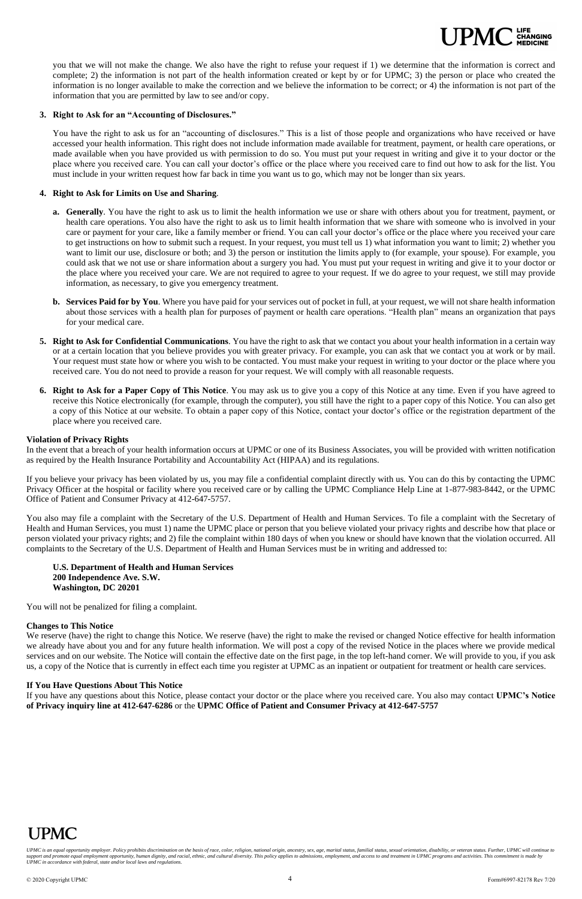you that we will not make the change. We also have the right to refuse your request if 1) we determine that the information is correct and complete; 2) the information is not part of the health information created or kept by or for UPMC; 3) the person or place who created the information is no longer available to make the correction and we believe the information to be correct; or 4) the information is not part of the information that you are permitted by law to see and/or copy.

3. **Right to Ask for an "Accounting of Disclosures."**

   You have the right to ask us for an "accounting of disclosures." This is a list of those people and organizations who have received or have accessed your health information. This right does not include information made available for treatment, payment, or health care operations, or made available when you have provided us with permission to do so. You must put your request in writing and give it to your doctor or the place where you received care. You can call your doctor's office or the place where you received care to find out how to ask for the list. You must include in your written request how far back in time you want us to go, which may not be longer than six years.

4. **Right to Ask for Limits on Use and Sharing**.

   a. **Generally**. You have the right to ask us to limit the health information we use or share with others about you for treatment, payment, or health care operations. You also have the right to ask us to limit health information that we share with someone who is involved in your care or payment for your care, like a family member or friend. You can call your doctor's office or the place where you received your care to get instructions on how to submit such a request. In your request, you must tell us 1) what information you want to limit; 2) whether you want to limit our use, disclosure or both; and 3) the person or institution the limits apply to (for example, your spouse). For example, you could ask that we not use or share information about a surgery you had. You must put your request in writing and give it to your doctor or the place where you received your care. We are not required to agree to your request. If we do agree to your request, we still may provide information, as necessary, to give you emergency treatment.

   b. **Services Paid for by You**. Where you have paid for your services out of pocket in full, at your request, we will not share health information about those services with a health plan for purposes of payment or health care operations. "Health plan" means an organization that pays for your medical care.

5. **Right to Ask for Confidential Communications**. You have the right to ask that we contact you about your health information in a certain way or at a certain location that you believe provides you with greater privacy. For example, you can ask that we contact you at work or by mail. Your request must state how or where you wish to be contacted. You must make your request in writing to your doctor or the place where you received care. You do not need to provide a reason for your request. We will comply with all reasonable requests.

6. **Right to Ask for a Paper Copy of This Notice**. You may ask us to give you a copy of this Notice at any time. Even if you have agreed to receive this Notice electronically (for example, through the computer), you still have the right to a paper copy of this Notice. You can also get a copy of this Notice at our website. To obtain a paper copy of this Notice, contact your doctor's office or the registration department of the place where you received care.

**Violation of Privacy Rights**

In the event that a breach of your health information occurs at UPMC or one of its Business Associates, you will be provided with written notification as required by the Health Insurance Portability and Accountability Act (HIPAA) and its regulations.

If you believe your privacy has been violated by us, you may file a confidential complaint directly with us. You can do this by contacting the UPMC Privacy Officer at the hospital or facility where you received care or by calling the UPMC Compliance Help Line at 1-877-983-8442, or the UPMC Office of Patient and Consumer Privacy at 412-647-5757.

You also may file a complaint with the Secretary of the U.S. Department of Health and Human Services. To file a complaint with the Secretary of Health and Human Services, you must 1) name the UPMC place or person that you believe violated your privacy rights and describe how that place or person violated your privacy rights; and 2) file the complaint within 180 days of when you knew or should have known that the violation occurred. All complaints to the Secretary of the U.S. Department of Health and Human Services must be in writing and addressed to:

**U.S. Department of Health and Human Services**
**200 Independence Ave. S.W.**
**Washington, DC 20201**

You will not be penalized for filing a complaint.

**Changes to This Notice**

We reserve (have) the right to change this Notice. We reserve (have) the right to make the revised or changed Notice effective for health information we already have about you and for any future health information. We will post a copy of the revised Notice in the places where we provide medical services and on our website. The Notice will contain the effective date on the first page, in the top left-hand corner. We will provide to you, if you ask us, a copy of the Notice that is currently in effect each time you register at UPMC as an inpatient or outpatient for treatment or health care services.

**If You Have Questions About This Notice**

If you have any questions about this Notice, please contact your doctor or the place where you received care. You also may contact **UPMC's Notice of Privacy inquiry line at 412-647-6286** or the **UPMC Office of Patient and Consumer Privacy at 412-647-5757**

UPMC

*UPMC is an equal opportunity employer. Policy prohibits discrimination on the basis of race, color, religion, national origin, ancestry, sex, age, marital status, familial status, sexual orientation, disability, or veteran status. Further, UPMC will continue to support and promote equal employment opportunity, human dignity, and racial, ethnic, and cultural diversity. This policy applies to admissions, employment, and access to and treatment in UPMC programs and activities. This commitment is made by UPMC in accordance with federal, state and/or local laws and regulations.*

© 2020 Copyright UPMC

Form#6997-82178 Rev 7/20